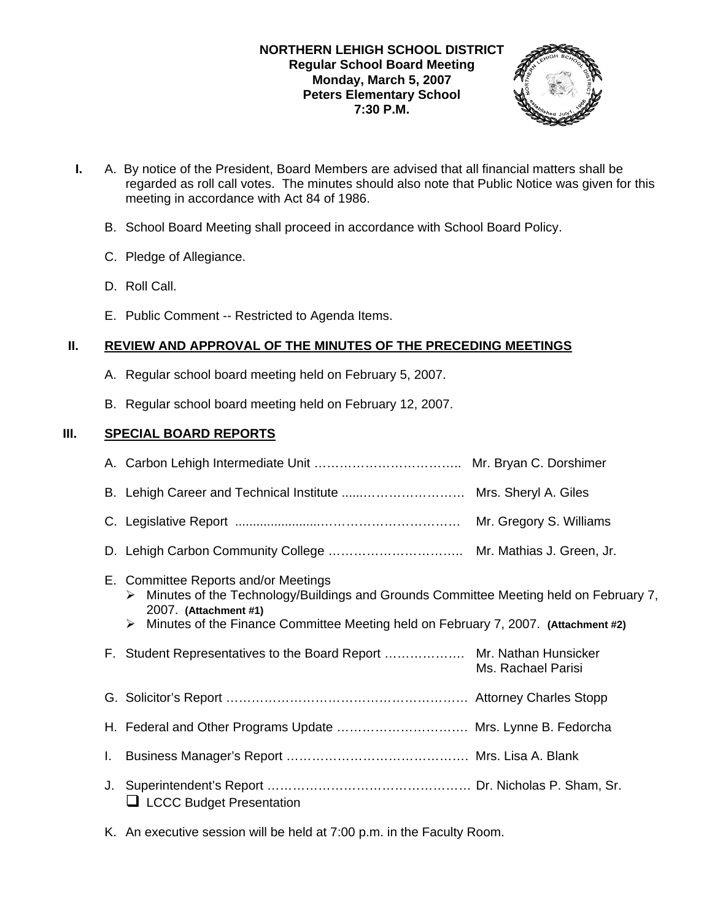**NORTHERN LEHIGH SCHOOL DISTRICT**
**Regular School Board Meeting**
**Monday, March 5, 2007**
**Peters Elementary School**
**7:30 P.M.**

**I.**

A. By notice of the President, Board Members are advised that all financial matters shall be regarded as roll call votes. The minutes should also note that Public Notice was given for this meeting in accordance with Act 84 of 1986.

B. School Board Meeting shall proceed in accordance with School Board Policy.

C. Pledge of Allegiance.

D. Roll Call.

E. Public Comment -- Restricted to Agenda Items.

## II. REVIEW AND APPROVAL OF THE MINUTES OF THE PRECEDING MEETINGS

A. Regular school board meeting held on February 5, 2007.

B. Regular school board meeting held on February 12, 2007.

## III. SPECIAL BOARD REPORTS

A. Carbon Lehigh Intermediate Unit …………………………….. Mr. Bryan C. Dorshimer

B. Lehigh Career and Technical Institute .....……………………… Mrs. Sheryl A. Giles

C. Legislative Report .......................…………………………… Mr. Gregory S. Williams

D. Lehigh Carbon Community College ………………………….. Mr. Mathias J. Green, Jr.

E. Committee Reports and/or Meetings

- Minutes of the Technology/Buildings and Grounds Committee Meeting held on February 7, 2007. **(Attachment #1)**
- Minutes of the Finance Committee Meeting held on February 7, 2007. **(Attachment #2)**

F. Student Representatives to the Board Report ………………. Mr. Nathan Hunsicker, Ms. Rachael Parisi

G. Solicitor's Report ………………………………………………… Attorney Charles Stopp

H. Federal and Other Programs Update …………………………. Mrs. Lynne B. Fedorcha

I. Business Manager's Report ……………………………………. Mrs. Lisa A. Blank

J. Superintendent's Report ………………………………………… Dr. Nicholas P. Sham, Sr.

- ❑ LCCC Budget Presentation

K. An executive session will be held at 7:00 p.m. in the Faculty Room.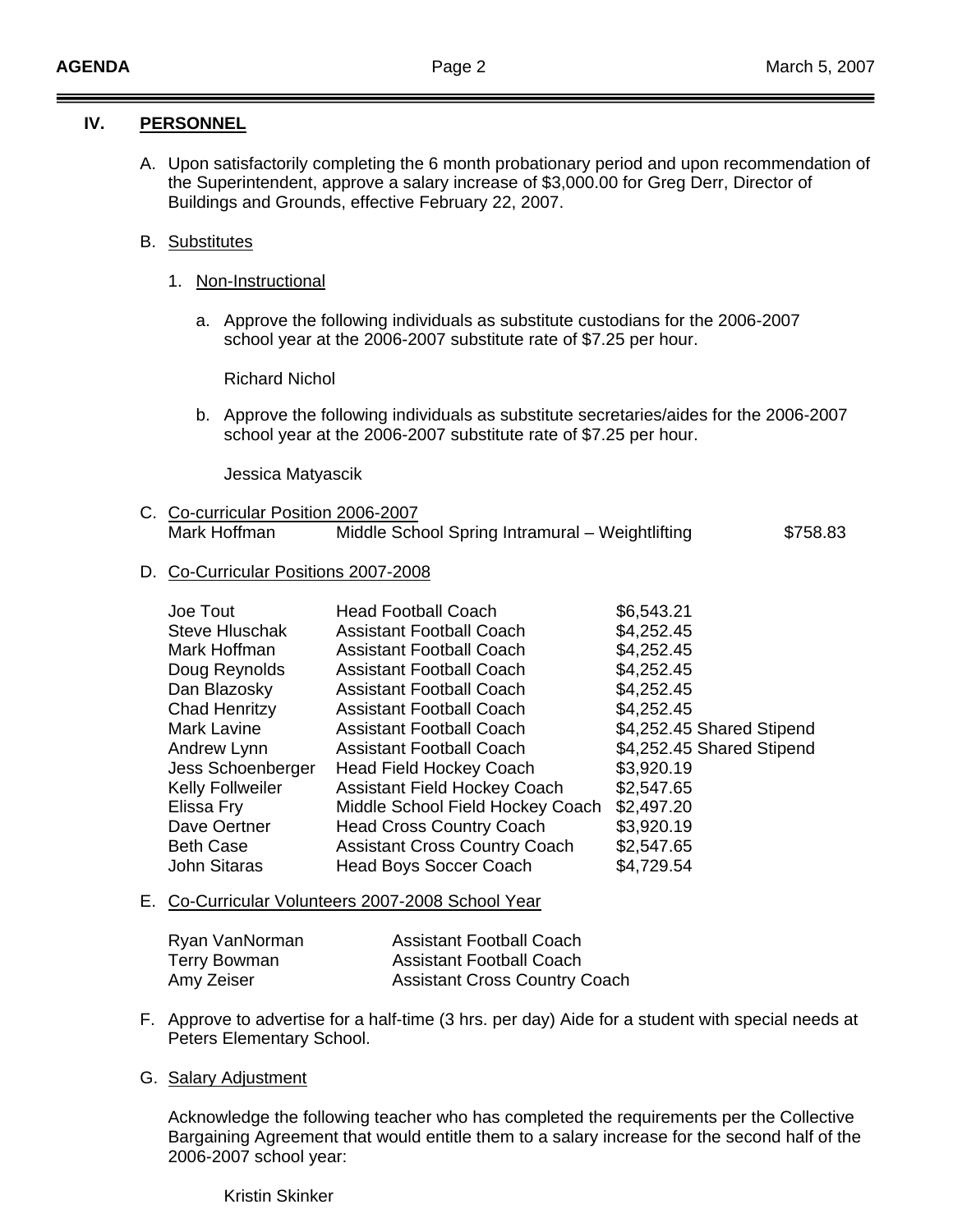## IV. PERSONNEL

A. Upon satisfactorily completing the 6 month probationary period and upon recommendation of the Superintendent, approve a salary increase of $3,000.00 for Greg Derr, Director of Buildings and Grounds, effective February 22, 2007.

B. Substitutes

1. Non-Instructional

a. Approve the following individuals as substitute custodians for the 2006-2007 school year at the 2006-2007 substitute rate of $7.25 per hour.

Richard Nichol

b. Approve the following individuals as substitute secretaries/aides for the 2006-2007 school year at the 2006-2007 substitute rate of $7.25 per hour.

Jessica Matyascik

C. Co-curricular Position 2006-2007

| | | |
|---|---|---|
| Mark Hoffman | Middle School Spring Intramural – Weightlifting | $758.83 |

D. Co-Curricular Positions 2007-2008

| | | |
|---|---|---|
| Joe Tout | Head Football Coach | $6,543.21 |
| Steve Hluschak | Assistant Football Coach | $4,252.45 |
| Mark Hoffman | Assistant Football Coach | $4,252.45 |
| Doug Reynolds | Assistant Football Coach | $4,252.45 |
| Dan Blazosky | Assistant Football Coach | $4,252.45 |
| Chad Henritzy | Assistant Football Coach | $4,252.45 |
| Mark Lavine | Assistant Football Coach | $4,252.45 Shared Stipend |
| Andrew Lynn | Assistant Football Coach | $4,252.45 Shared Stipend |
| Jess Schoenberger | Head Field Hockey Coach | $3,920.19 |
| Kelly Follweiler | Assistant Field Hockey Coach | $2,547.65 |
| Elissa Fry | Middle School Field Hockey Coach | $2,497.20 |
| Dave Oertner | Head Cross Country Coach | $3,920.19 |
| Beth Case | Assistant Cross Country Coach | $2,547.65 |
| John Sitaras | Head Boys Soccer Coach | $4,729.54 |

E. Co-Curricular Volunteers 2007-2008 School Year

| | |
|---|---|
| Ryan VanNorman | Assistant Football Coach |
| Terry Bowman | Assistant Football Coach |
| Amy Zeiser | Assistant Cross Country Coach |

F. Approve to advertise for a half-time (3 hrs. per day) Aide for a student with special needs at Peters Elementary School.

G. Salary Adjustment

Acknowledge the following teacher who has completed the requirements per the Collective Bargaining Agreement that would entitle them to a salary increase for the second half of the 2006-2007 school year:

Kristin Skinker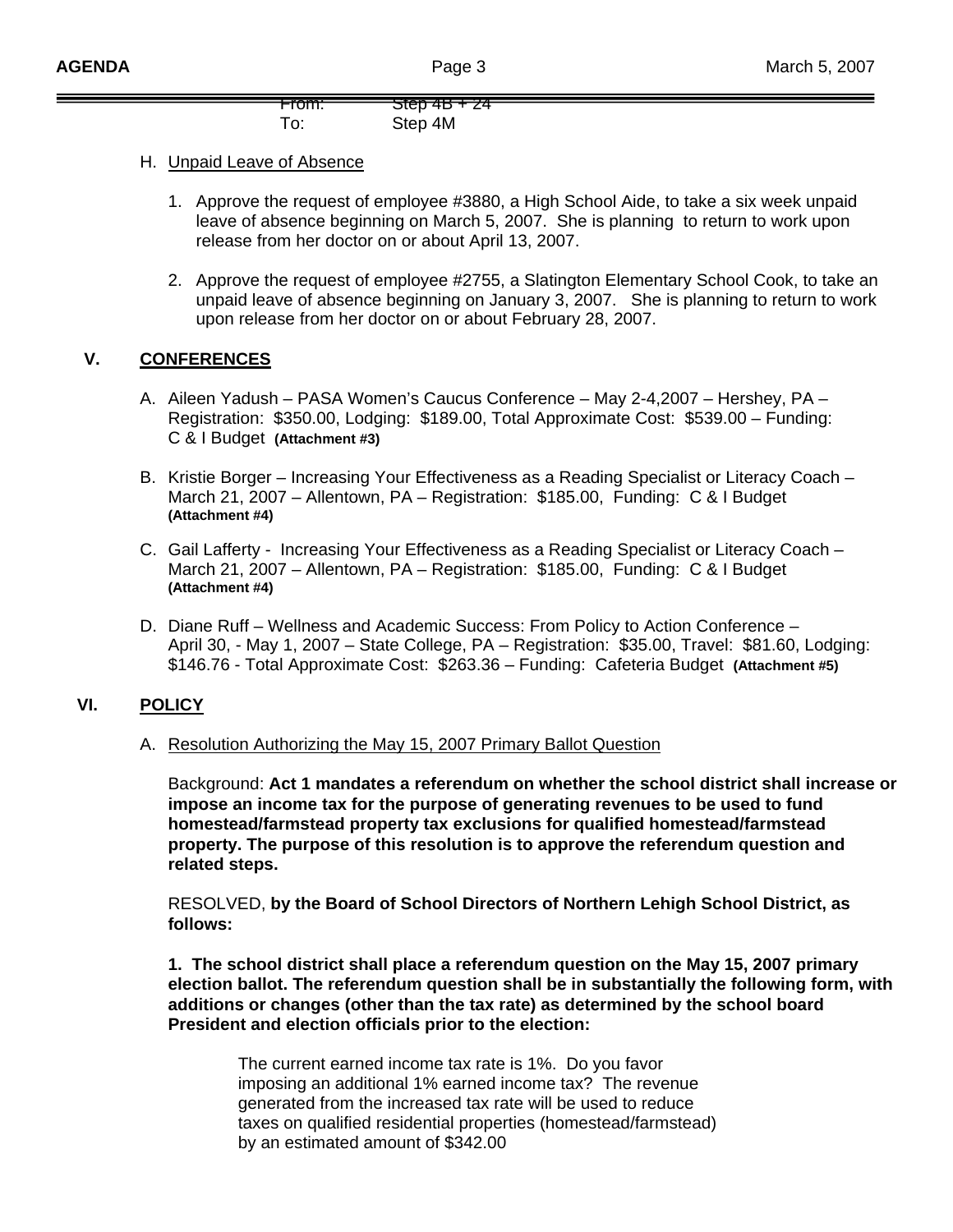From: Step 4B + 24
To: Step 4M

H. Unpaid Leave of Absence

1. Approve the request of employee #3880, a High School Aide, to take a six week unpaid leave of absence beginning on March 5, 2007. She is planning to return to work upon release from her doctor on or about April 13, 2007.

2. Approve the request of employee #2755, a Slatington Elementary School Cook, to take an unpaid leave of absence beginning on January 3, 2007. She is planning to return to work upon release from her doctor on or about February 28, 2007.

## V. CONFERENCES

A. Aileen Yadush – PASA Women's Caucus Conference – May 2-4,2007 – Hershey, PA – Registration: $350.00, Lodging: $189.00, Total Approximate Cost: $539.00 – Funding: C & I Budget **(Attachment #3)**

B. Kristie Borger – Increasing Your Effectiveness as a Reading Specialist or Literacy Coach – March 21, 2007 – Allentown, PA – Registration: $185.00, Funding: C & I Budget **(Attachment #4)**

C. Gail Lafferty - Increasing Your Effectiveness as a Reading Specialist or Literacy Coach – March 21, 2007 – Allentown, PA – Registration: $185.00, Funding: C & I Budget **(Attachment #4)**

D. Diane Ruff – Wellness and Academic Success: From Policy to Action Conference – April 30, - May 1, 2007 – State College, PA – Registration: $35.00, Travel: $81.60, Lodging: $146.76 - Total Approximate Cost: $263.36 – Funding: Cafeteria Budget **(Attachment #5)**

## VI. POLICY

A. Resolution Authorizing the May 15, 2007 Primary Ballot Question

Background: **Act 1 mandates a referendum on whether the school district shall increase or impose an income tax for the purpose of generating revenues to be used to fund homestead/farmstead property tax exclusions for qualified homestead/farmstead property. The purpose of this resolution is to approve the referendum question and related steps.**

RESOLVED, **by the Board of School Directors of Northern Lehigh School District, as follows:**

**1. The school district shall place a referendum question on the May 15, 2007 primary election ballot. The referendum question shall be in substantially the following form, with additions or changes (other than the tax rate) as determined by the school board President and election officials prior to the election:**

> The current earned income tax rate is 1%. Do you favor imposing an additional 1% earned income tax? The revenue generated from the increased tax rate will be used to reduce taxes on qualified residential properties (homestead/farmstead) by an estimated amount of $342.00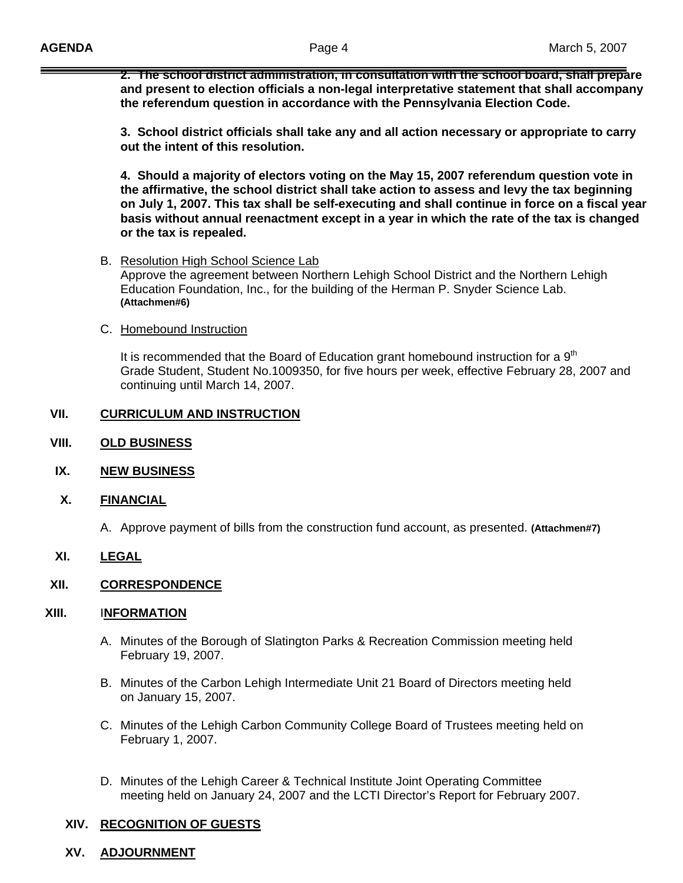**2. The school district administration, in consultation with the school board, shall prepare and present to election officials a non-legal interpretative statement that shall accompany the referendum question in accordance with the Pennsylvania Election Code.**

**3. School district officials shall take any and all action necessary or appropriate to carry out the intent of this resolution.**

**4. Should a majority of electors voting on the May 15, 2007 referendum question vote in the affirmative, the school district shall take action to assess and levy the tax beginning on July 1, 2007. This tax shall be self-executing and shall continue in force on a fiscal year basis without annual reenactment except in a year in which the rate of the tax is changed or the tax is repealed.**

B. Resolution High School Science Lab
Approve the agreement between Northern Lehigh School District and the Northern Lehigh Education Foundation, Inc., for the building of the Herman P. Snyder Science Lab. **(Attachmen#6)**

C. Homebound Instruction

It is recommended that the Board of Education grant homebound instruction for a 9th Grade Student, Student No.1009350, for five hours per week, effective February 28, 2007 and continuing until March 14, 2007.

## VII. CURRICULUM AND INSTRUCTION

## VIII. OLD BUSINESS

## IX. NEW BUSINESS

## X. FINANCIAL

A. Approve payment of bills from the construction fund account, as presented. **(Attachmen#7)**

## XI. LEGAL

## XII. CORRESPONDENCE

## XIII. INFORMATION

A. Minutes of the Borough of Slatington Parks & Recreation Commission meeting held February 19, 2007.

B. Minutes of the Carbon Lehigh Intermediate Unit 21 Board of Directors meeting held on January 15, 2007.

C. Minutes of the Lehigh Carbon Community College Board of Trustees meeting held on February 1, 2007.

D. Minutes of the Lehigh Career & Technical Institute Joint Operating Committee meeting held on January 24, 2007 and the LCTI Director's Report for February 2007.

## XIV. RECOGNITION OF GUESTS

## XV. ADJOURNMENT